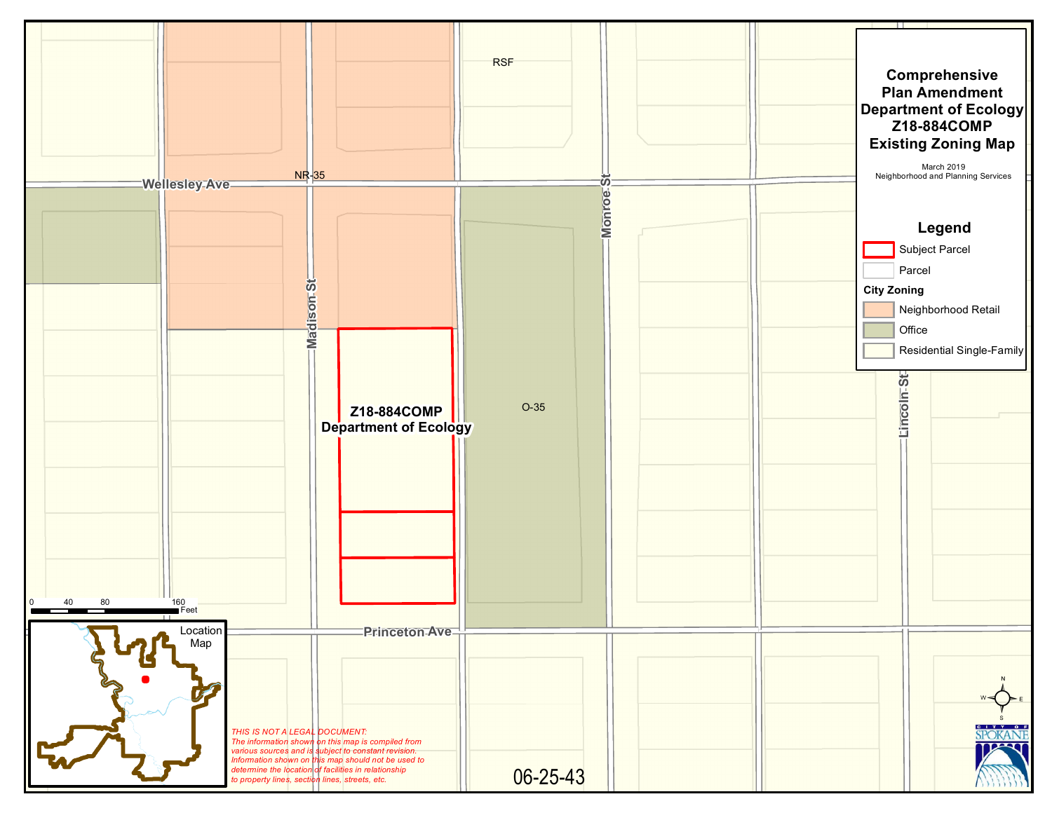# Comprehensive Plan Amendment Department of Ecology Z18-884COMP Existing Zoning Map

March 2019
Neighborhood and Planning Services

## Legend

- Subject Parcel
- Parcel

**City Zoning**

- Neighborhood Retail
- Office
- Residential Single-Family

RSF

NR-35

O-35

Wellesley Ave

Madison St

Monroe St

Lincoln St

Princeton Ave

**Z18-884COMP**
**Department of Ecology**

0 40 80 160 Feet

Location Map

*THIS IS NOT A LEGAL DOCUMENT:*
*The information shown on this map is compiled from various sources and is subject to constant revision. Information shown on this map should not be used to determine the location of facilities in relationship to property lines, section lines, streets, etc.*

06-25-43

CITY OF SPOKANE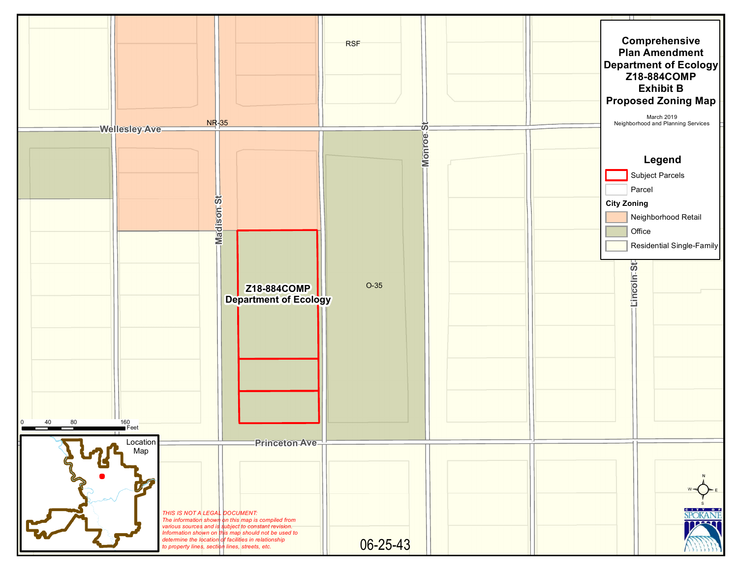# Comprehensive Plan Amendment Department of Ecology Z18-884COMP Exhibit B Proposed Zoning Map

March 2019
Neighborhood and Planning Services

## Legend

- Subject Parcels
- Parcel

**City Zoning**

- Neighborhood Retail
- Office
- Residential Single-Family

RSF

NR-35

O-35

Wellesley Ave

Madison St

Monroe St

Lincoln St

Princeton Ave

**Z18-884COMP**
**Department of Ecology**

0 40 80 160
Feet

Location Map

*THIS IS NOT A LEGAL DOCUMENT:*
*The information shown on this map is compiled from various sources and is subject to constant revision. Information shown on this map should not be used to determine the location of facilities in relationship to property lines, section lines, streets, etc.*

06-25-43

CITY OF SPOKANE